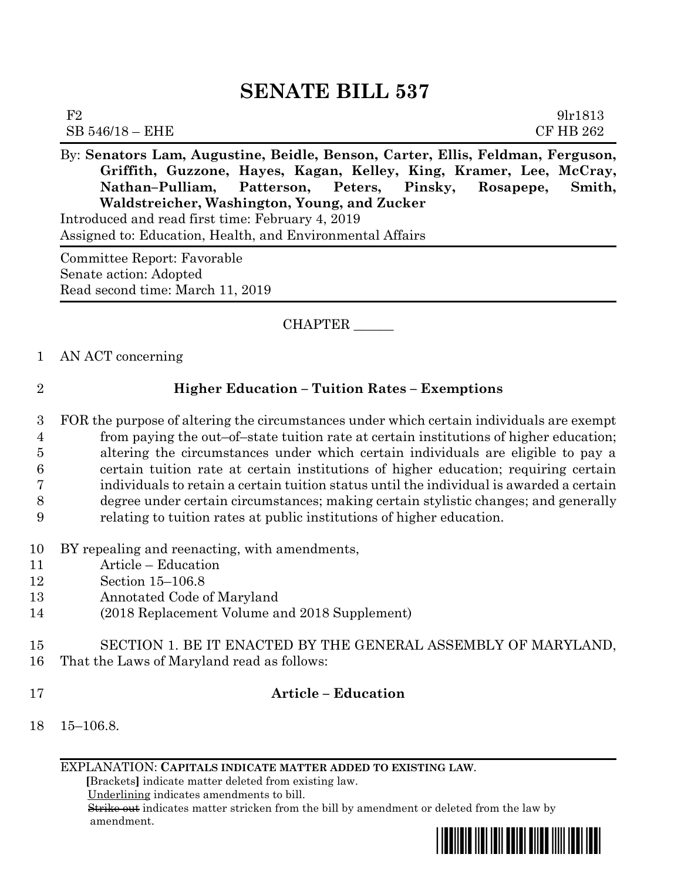# SENATE BILL 537

F2 9lr1813
SB 546/18 – EHE CF HB 262

By: **Senators Lam, Augustine, Beidle, Benson, Carter, Ellis, Feldman, Ferguson, Griffith, Guzzone, Hayes, Kagan, Kelley, King, Kramer, Lee, McCray, Nathan–Pulliam, Patterson, Peters, Pinsky, Rosapepe, Smith, Waldstreicher, Washington, Young, and Zucker**

Introduced and read first time: February 4, 2019

Assigned to: Education, Health, and Environmental Affairs

Committee Report: Favorable

Senate action: Adopted

Read second time: March 11, 2019

CHAPTER ______

1 AN ACT concerning

2 **Higher Education – Tuition Rates – Exemptions**

3 FOR the purpose of altering the circumstances under which certain individuals are exempt
4 from paying the out–of–state tuition rate at certain institutions of higher education;
5 altering the circumstances under which certain individuals are eligible to pay a
6 certain tuition rate at certain institutions of higher education; requiring certain
7 individuals to retain a certain tuition status until the individual is awarded a certain
8 degree under certain circumstances; making certain stylistic changes; and generally
9 relating to tuition rates at public institutions of higher education.

10 BY repealing and reenacting, with amendments,
11 Article – Education
12 Section 15–106.8
13 Annotated Code of Maryland
14 (2018 Replacement Volume and 2018 Supplement)

15 SECTION 1. BE IT ENACTED BY THE GENERAL ASSEMBLY OF MARYLAND,
16 That the Laws of Maryland read as follows:

17 **Article – Education**

18 15–106.8.

EXPLANATION: **CAPITALS INDICATE MATTER ADDED TO EXISTING LAW.**
**[**Brackets**]** indicate matter deleted from existing law.
Underlining indicates amendments to bill.
~~Strike out~~ indicates matter stricken from the bill by amendment or deleted from the law by amendment.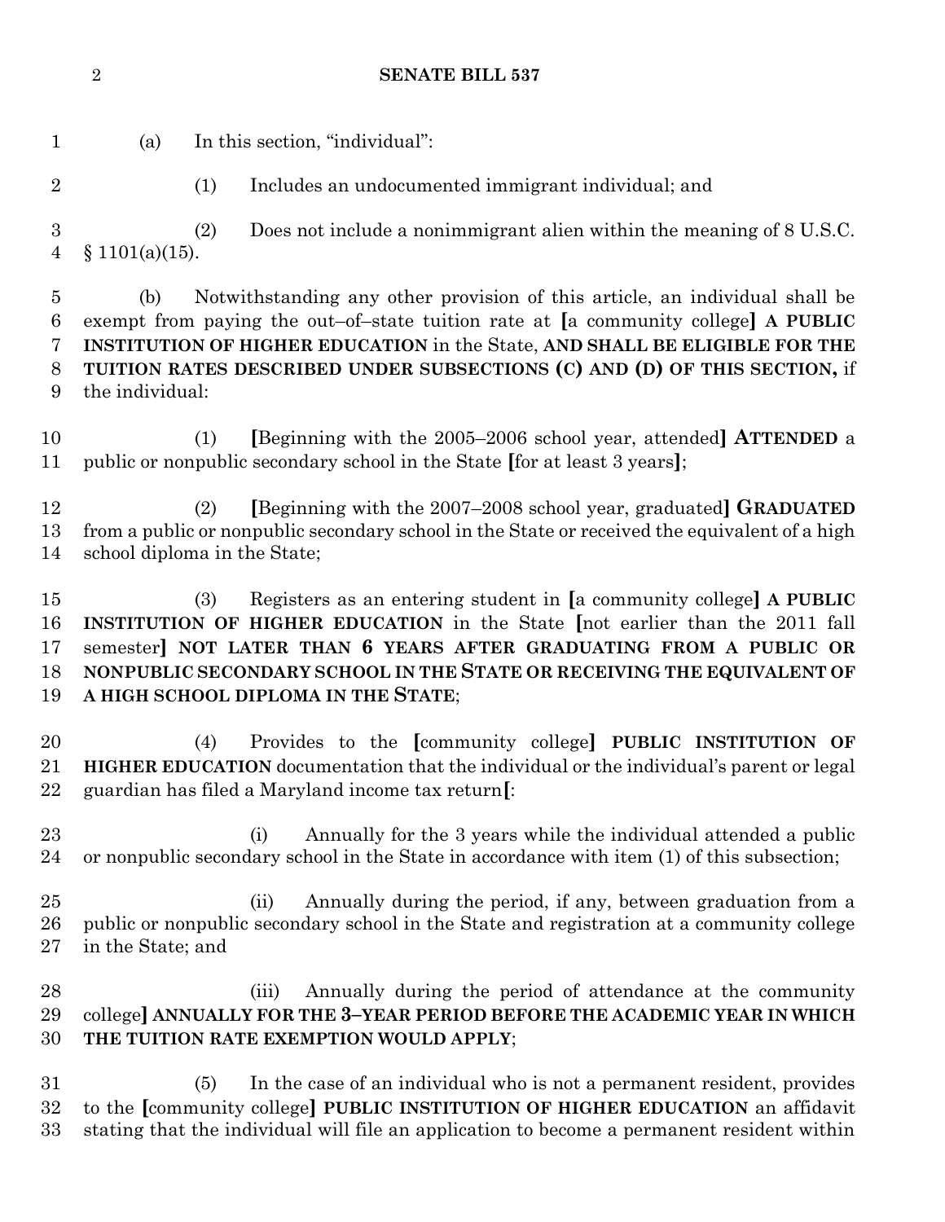(a) In this section, "individual":

(1) Includes an undocumented immigrant individual; and

(2) Does not include a nonimmigrant alien within the meaning of 8 U.S.C. § 1101(a)(15).

(b) Notwithstanding any other provision of this article, an individual shall be exempt from paying the out–of–state tuition rate at [a community college] **A PUBLIC INSTITUTION OF HIGHER EDUCATION** in the State, **AND SHALL BE ELIGIBLE FOR THE TUITION RATES DESCRIBED UNDER SUBSECTIONS (C) AND (D) OF THIS SECTION,** if the individual:

(1) [Beginning with the 2005–2006 school year, attended] **ATTENDED** a public or nonpublic secondary school in the State [for at least 3 years];

(2) [Beginning with the 2007–2008 school year, graduated] **GRADUATED** from a public or nonpublic secondary school in the State or received the equivalent of a high school diploma in the State;

(3) Registers as an entering student in [a community college] **A PUBLIC INSTITUTION OF HIGHER EDUCATION** in the State [not earlier than the 2011 fall semester] **NOT LATER THAN 6 YEARS AFTER GRADUATING FROM A PUBLIC OR NONPUBLIC SECONDARY SCHOOL IN THE STATE OR RECEIVING THE EQUIVALENT OF A HIGH SCHOOL DIPLOMA IN THE STATE**;

(4) Provides to the [community college] **PUBLIC INSTITUTION OF HIGHER EDUCATION** documentation that the individual or the individual's parent or legal guardian has filed a Maryland income tax return[:

(i) Annually for the 3 years while the individual attended a public or nonpublic secondary school in the State in accordance with item (1) of this subsection;

(ii) Annually during the period, if any, between graduation from a public or nonpublic secondary school in the State and registration at a community college in the State; and

(iii) Annually during the period of attendance at the community college] **ANNUALLY FOR THE 3–YEAR PERIOD BEFORE THE ACADEMIC YEAR IN WHICH THE TUITION RATE EXEMPTION WOULD APPLY**;

(5) In the case of an individual who is not a permanent resident, provides to the [community college] **PUBLIC INSTITUTION OF HIGHER EDUCATION** an affidavit stating that the individual will file an application to become a permanent resident within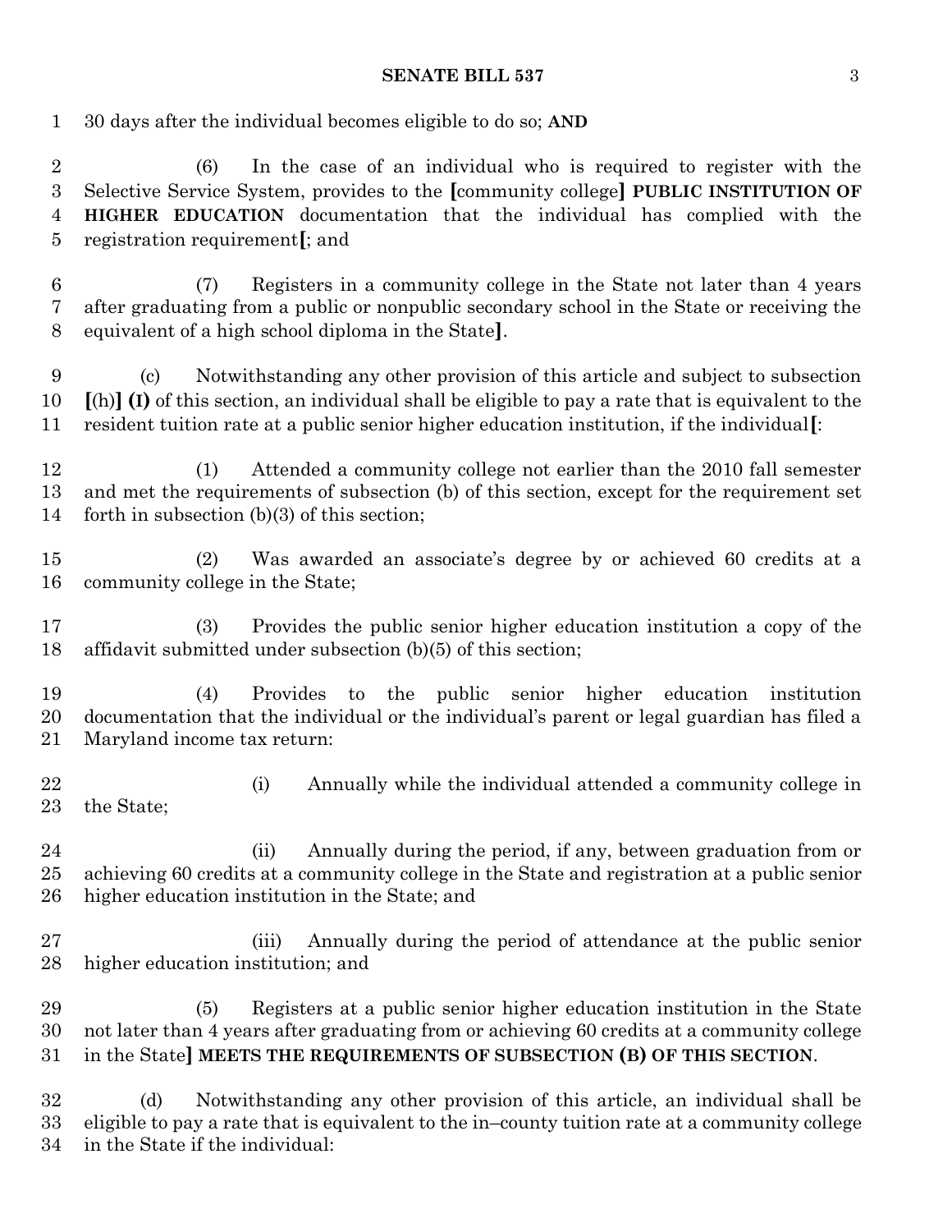30 days after the individual becomes eligible to do so; **AND**

(6) In the case of an individual who is required to register with the Selective Service System, provides to the [community college] **PUBLIC INSTITUTION OF HIGHER EDUCATION** documentation that the individual has complied with the registration requirement[; and

(7) Registers in a community college in the State not later than 4 years after graduating from a public or nonpublic secondary school in the State or receiving the equivalent of a high school diploma in the State].

(c) Notwithstanding any other provision of this article and subject to subsection [(h)] **(I)** of this section, an individual shall be eligible to pay a rate that is equivalent to the resident tuition rate at a public senior higher education institution, if the individual[:

(1) Attended a community college not earlier than the 2010 fall semester and met the requirements of subsection (b) of this section, except for the requirement set forth in subsection (b)(3) of this section;

(2) Was awarded an associate's degree by or achieved 60 credits at a community college in the State;

(3) Provides the public senior higher education institution a copy of the affidavit submitted under subsection (b)(5) of this section;

(4) Provides to the public senior higher education institution documentation that the individual or the individual's parent or legal guardian has filed a Maryland income tax return:

(i) Annually while the individual attended a community college in the State;

(ii) Annually during the period, if any, between graduation from or achieving 60 credits at a community college in the State and registration at a public senior higher education institution in the State; and

(iii) Annually during the period of attendance at the public senior higher education institution; and

(5) Registers at a public senior higher education institution in the State not later than 4 years after graduating from or achieving 60 credits at a community college in the State] **MEETS THE REQUIREMENTS OF SUBSECTION (B) OF THIS SECTION**.

(d) Notwithstanding any other provision of this article, an individual shall be eligible to pay a rate that is equivalent to the in–county tuition rate at a community college in the State if the individual: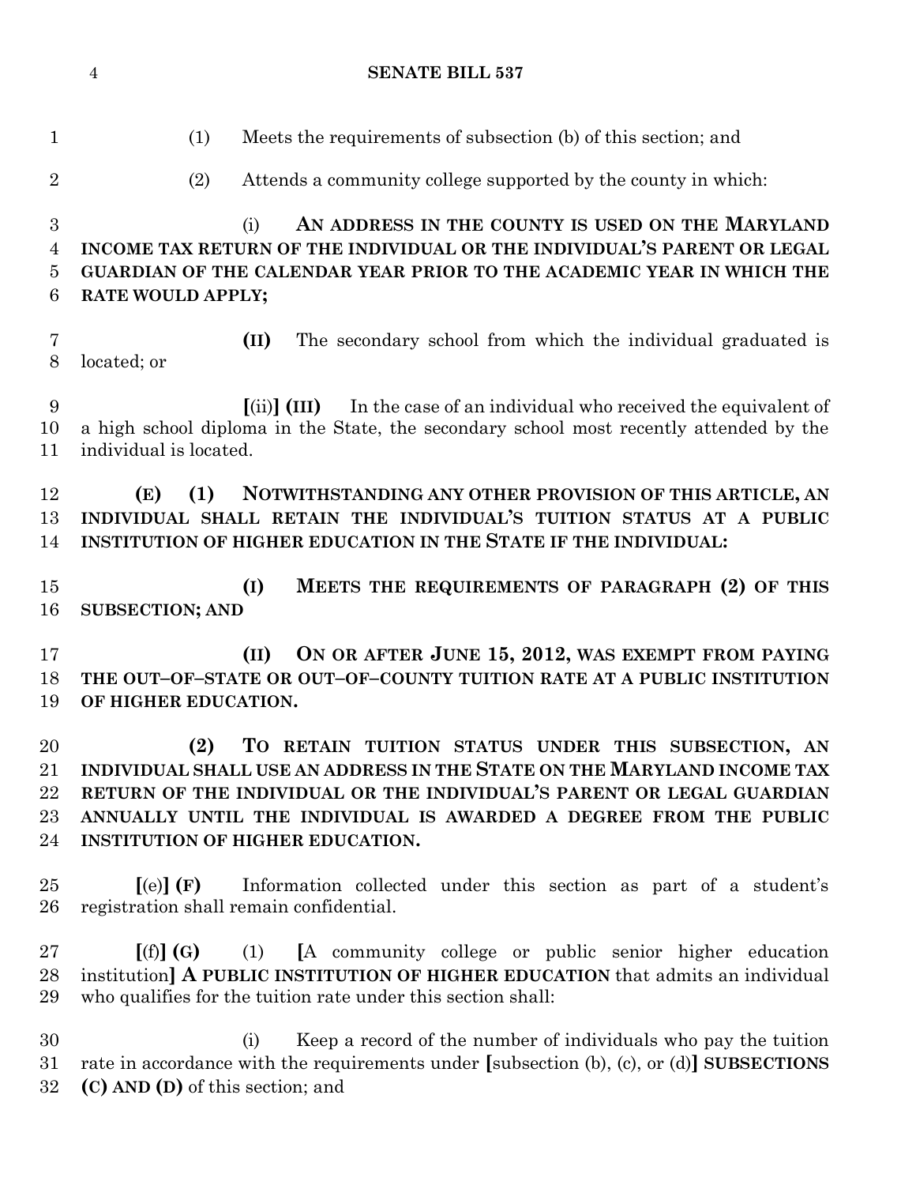(1) Meets the requirements of subsection (b) of this section; and

(2) Attends a community college supported by the county in which:

(i) **AN ADDRESS IN THE COUNTY IS USED ON THE MARYLAND INCOME TAX RETURN OF THE INDIVIDUAL OR THE INDIVIDUAL'S PARENT OR LEGAL GUARDIAN OF THE CALENDAR YEAR PRIOR TO THE ACADEMIC YEAR IN WHICH THE RATE WOULD APPLY;**

**(II)** The secondary school from which the individual graduated is located; or

[(ii)] **(III)** In the case of an individual who received the equivalent of a high school diploma in the State, the secondary school most recently attended by the individual is located.

**(E) (1) NOTWITHSTANDING ANY OTHER PROVISION OF THIS ARTICLE, AN INDIVIDUAL SHALL RETAIN THE INDIVIDUAL'S TUITION STATUS AT A PUBLIC INSTITUTION OF HIGHER EDUCATION IN THE STATE IF THE INDIVIDUAL:**

**(I) MEETS THE REQUIREMENTS OF PARAGRAPH (2) OF THIS SUBSECTION; AND**

**(II) ON OR AFTER JUNE 15, 2012, WAS EXEMPT FROM PAYING THE OUT–OF–STATE OR OUT–OF–COUNTY TUITION RATE AT A PUBLIC INSTITUTION OF HIGHER EDUCATION.**

**(2) TO RETAIN TUITION STATUS UNDER THIS SUBSECTION, AN INDIVIDUAL SHALL USE AN ADDRESS IN THE STATE ON THE MARYLAND INCOME TAX RETURN OF THE INDIVIDUAL OR THE INDIVIDUAL'S PARENT OR LEGAL GUARDIAN ANNUALLY UNTIL THE INDIVIDUAL IS AWARDED A DEGREE FROM THE PUBLIC INSTITUTION OF HIGHER EDUCATION.**

[(e)] **(F)** Information collected under this section as part of a student's registration shall remain confidential.

[(f)] **(G)** (1) [A community college or public senior higher education institution] **A PUBLIC INSTITUTION OF HIGHER EDUCATION** that admits an individual who qualifies for the tuition rate under this section shall:

(i) Keep a record of the number of individuals who pay the tuition rate in accordance with the requirements under [subsection (b), (c), or (d)] **SUBSECTIONS (C) AND (D)** of this section; and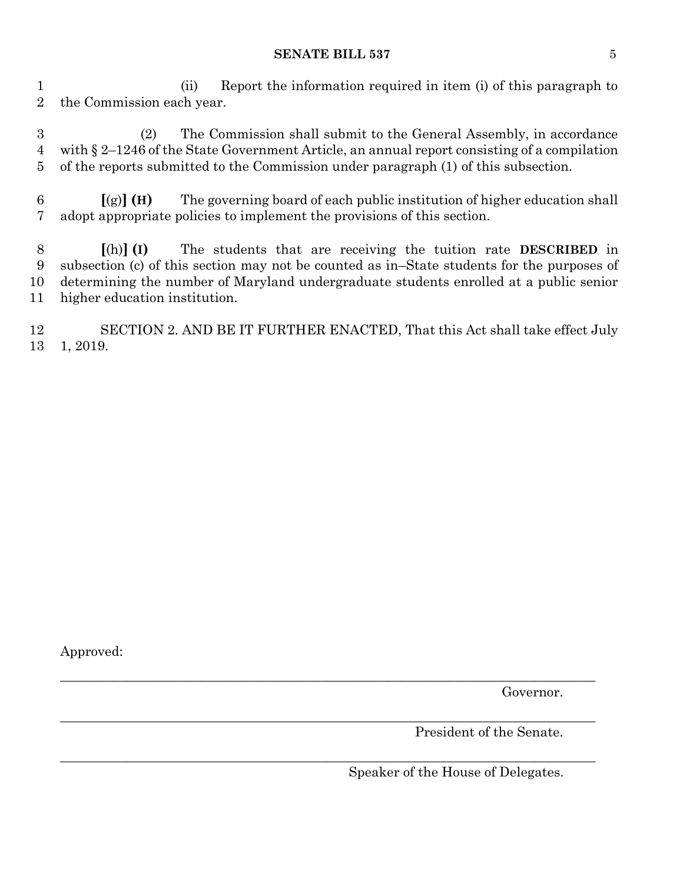(ii) Report the information required in item (i) of this paragraph to the Commission each year.

(2) The Commission shall submit to the General Assembly, in accordance with § 2–1246 of the State Government Article, an annual report consisting of a compilation of the reports submitted to the Commission under paragraph (1) of this subsection.

**[**(g)**] (H)** The governing board of each public institution of higher education shall adopt appropriate policies to implement the provisions of this section.

**[**(h)**] (I)** The students that are receiving the tuition rate **DESCRIBED** in subsection (c) of this section may not be counted as in–State students for the purposes of determining the number of Maryland undergraduate students enrolled at a public senior higher education institution.

SECTION 2. AND BE IT FURTHER ENACTED, That this Act shall take effect July 1, 2019.

Approved:

\_\_\_\_\_\_\_\_\_\_\_\_\_\_\_\_\_\_\_\_\_\_\_\_\_\_\_\_\_\_\_\_\_\_\_\_\_\_\_\_\_\_\_\_\_\_\_\_\_\_\_\_\_\_\_\_\_\_\_\_\_\_\_\_\_\_\_\_\_\_\_\_

Governor.

\_\_\_\_\_\_\_\_\_\_\_\_\_\_\_\_\_\_\_\_\_\_\_\_\_\_\_\_\_\_\_\_\_\_\_\_\_\_\_\_\_\_\_\_\_\_\_\_\_\_\_\_\_\_\_\_\_\_\_\_\_\_\_\_\_\_\_\_\_\_\_\_

President of the Senate.

\_\_\_\_\_\_\_\_\_\_\_\_\_\_\_\_\_\_\_\_\_\_\_\_\_\_\_\_\_\_\_\_\_\_\_\_\_\_\_\_\_\_\_\_\_\_\_\_\_\_\_\_\_\_\_\_\_\_\_\_\_\_\_\_\_\_\_\_\_\_\_\_

Speaker of the House of Delegates.